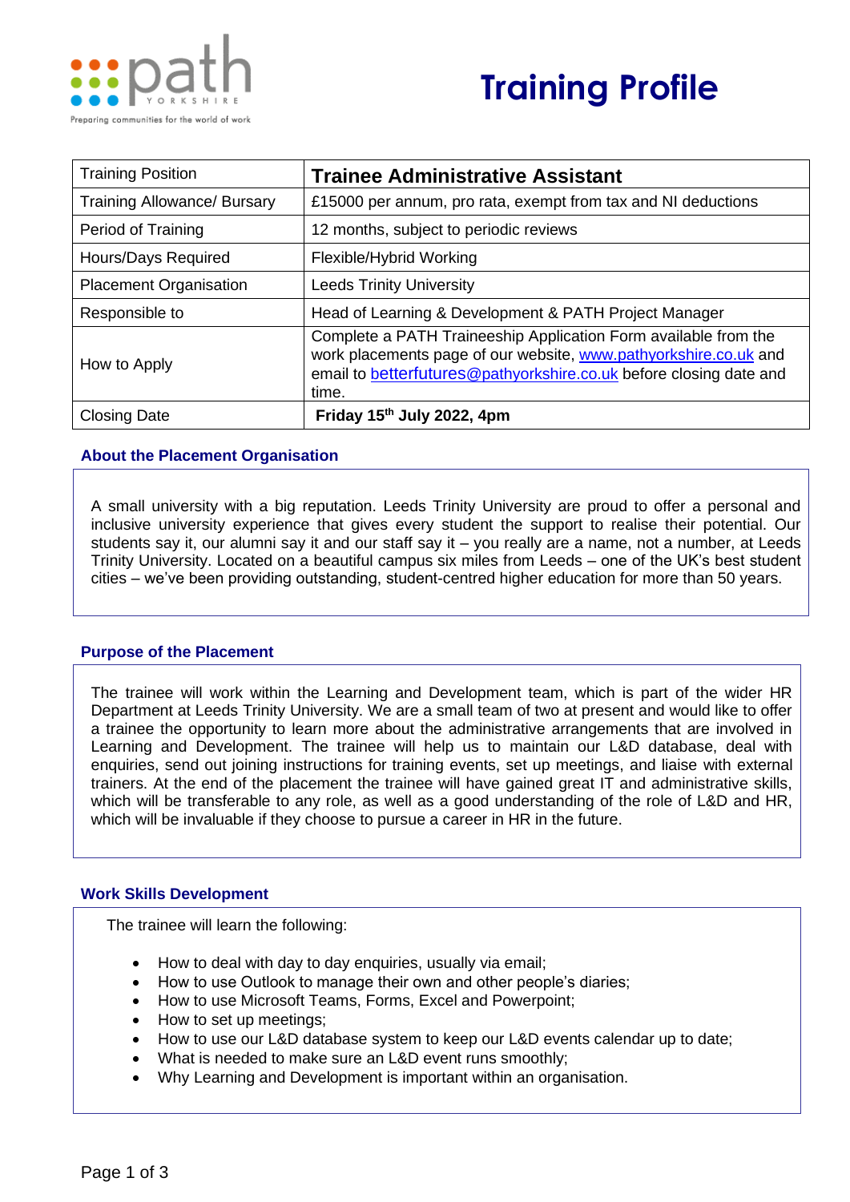# Training Profile

| Training Position | **Trainee Administrative Assistant** |
| --- | --- |
| Training Allowance/ Bursary | £15000 per annum, pro rata, exempt from tax and NI deductions |
| Period of Training | 12 months, subject to periodic reviews |
| Hours/Days Required | Flexible/Hybrid Working |
| Placement Organisation | Leeds Trinity University |
| Responsible to | Head of Learning & Development & PATH Project Manager |
| How to Apply | Complete a PATH Traineeship Application Form available from the work placements page of our website, www.pathyorkshire.co.uk and email to betterfutures@pathyorkshire.co.uk before closing date and time. |
| Closing Date | **Friday 15th July 2022, 4pm** |

### About the Placement Organisation

A small university with a big reputation. Leeds Trinity University are proud to offer a personal and inclusive university experience that gives every student the support to realise their potential. Our students say it, our alumni say it and our staff say it – you really are a name, not a number, at Leeds Trinity University. Located on a beautiful campus six miles from Leeds – one of the UK's best student cities – we've been providing outstanding, student-centred higher education for more than 50 years.

### Purpose of the Placement

The trainee will work within the Learning and Development team, which is part of the wider HR Department at Leeds Trinity University. We are a small team of two at present and would like to offer a trainee the opportunity to learn more about the administrative arrangements that are involved in Learning and Development. The trainee will help us to maintain our L&D database, deal with enquiries, send out joining instructions for training events, set up meetings, and liaise with external trainers. At the end of the placement the trainee will have gained great IT and administrative skills, which will be transferable to any role, as well as a good understanding of the role of L&D and HR, which will be invaluable if they choose to pursue a career in HR in the future.

### Work Skills Development

The trainee will learn the following:

- How to deal with day to day enquiries, usually via email;
- How to use Outlook to manage their own and other people's diaries;
- How to use Microsoft Teams, Forms, Excel and Powerpoint;
- How to set up meetings;
- How to use our L&D database system to keep our L&D events calendar up to date;
- What is needed to make sure an L&D event runs smoothly;
- Why Learning and Development is important within an organisation.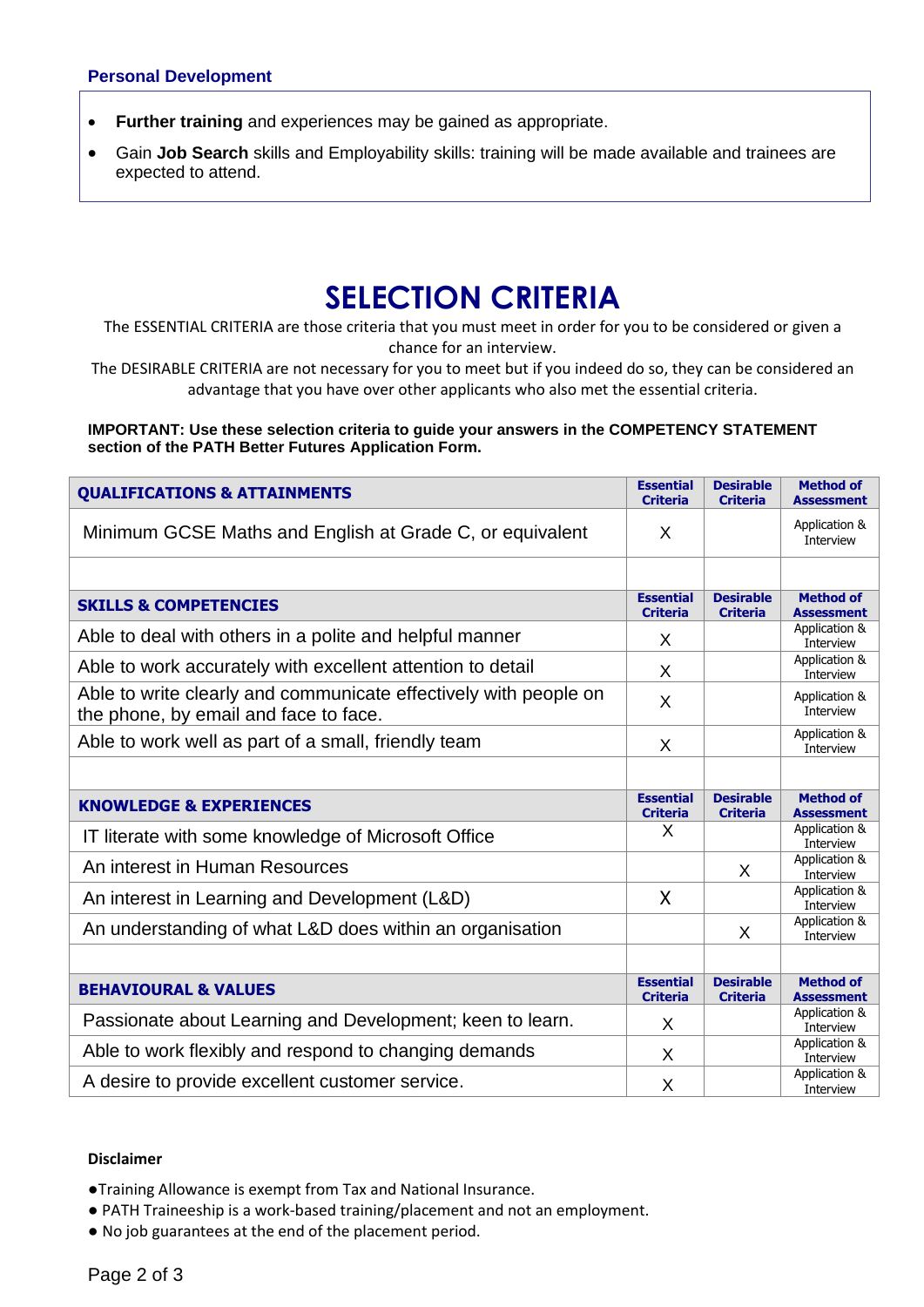### Personal Development

- **Further training** and experiences may be gained as appropriate.
- Gain **Job Search** skills and Employability skills: training will be made available and trainees are expected to attend.

# SELECTION CRITERIA

The ESSENTIAL CRITERIA are those criteria that you must meet in order for you to be considered or given a chance for an interview.

The DESIRABLE CRITERIA are not necessary for you to meet but if you indeed do so, they can be considered an advantage that you have over other applicants who also met the essential criteria.

**IMPORTANT: Use these selection criteria to guide your answers in the COMPETENCY STATEMENT section of the PATH Better Futures Application Form.**

| **QUALIFICATIONS & ATTAINMENTS** | **Essential Criteria** | **Desirable Criteria** | **Method of Assessment** |
|---|---|---|---|
| Minimum GCSE Maths and English at Grade C, or equivalent | X | | Application & Interview |
| | | | |
| **SKILLS & COMPETENCIES** | **Essential Criteria** | **Desirable Criteria** | **Method of Assessment** |
| Able to deal with others in a polite and helpful manner | X | | Application & Interview |
| Able to work accurately with excellent attention to detail | X | | Application & Interview |
| Able to write clearly and communicate effectively with people on the phone, by email and face to face. | X | | Application & Interview |
| Able to work well as part of a small, friendly team | X | | Application & Interview |
| | | | |
| **KNOWLEDGE & EXPERIENCES** | **Essential Criteria** | **Desirable Criteria** | **Method of Assessment** |
| IT literate with some knowledge of Microsoft Office | X | | Application & Interview |
| An interest in Human Resources | | X | Application & Interview |
| An interest in Learning and Development (L&D) | X | | Application & Interview |
| An understanding of what L&D does within an organisation | | X | Application & Interview |
| | | | |
| **BEHAVIOURAL & VALUES** | **Essential Criteria** | **Desirable Criteria** | **Method of Assessment** |
| Passionate about Learning and Development; keen to learn. | X | | Application & Interview |
| Able to work flexibly and respond to changing demands | X | | Application & Interview |
| A desire to provide excellent customer service. | X | | Application & Interview |

**Disclaimer**

- Training Allowance is exempt from Tax and National Insurance.
- PATH Traineeship is a work-based training/placement and not an employment.
- No job guarantees at the end of the placement period.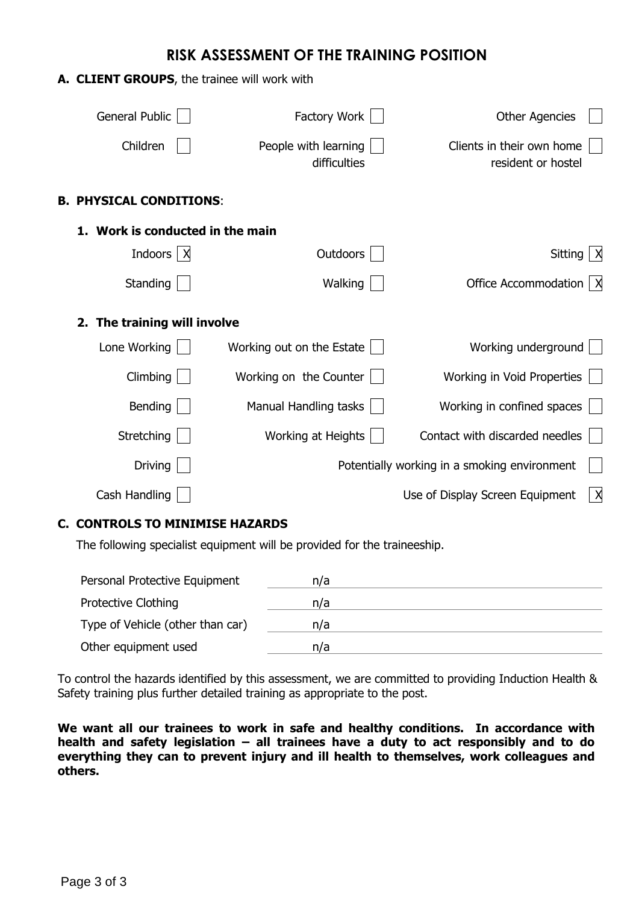# RISK ASSESSMENT OF THE TRAINING POSITION

**A. CLIENT GROUPS**, the trainee will work with

| | | |
|---|---|---|
| General Public ☐ | Factory Work ☐ | Other Agencies ☐ |
| Children ☐ | People with learning difficulties ☐ | Clients in their own home resident or hostel ☐ |

**B. PHYSICAL CONDITIONS**:

**1. Work is conducted in the main**

| | | |
|---|---|---|
| Indoors ☒ | Outdoors ☐ | Sitting ☒ |
| Standing ☐ | Walking ☐ | Office Accommodation ☒ |

**2. The training will involve**

| | | |
|---|---|---|
| Lone Working ☐ | Working out on the Estate ☐ | Working underground ☐ |
| Climbing ☐ | Working on the Counter ☐ | Working in Void Properties ☐ |
| Bending ☐ | Manual Handling tasks ☐ | Working in confined spaces ☐ |
| Stretching ☐ | Working at Heights ☐ | Contact with discarded needles ☐ |
| Driving ☐ | | Potentially working in a smoking environment ☐ |
| Cash Handling ☐ | | Use of Display Screen Equipment ☒ |

**C. CONTROLS TO MINIMISE HAZARDS**

The following specialist equipment will be provided for the traineeship.

| | |
|---|---|
| Personal Protective Equipment | n/a |
| Protective Clothing | n/a |
| Type of Vehicle (other than car) | n/a |
| Other equipment used | n/a |

To control the hazards identified by this assessment, we are committed to providing Induction Health & Safety training plus further detailed training as appropriate to the post.

**We want all our trainees to work in safe and healthy conditions. In accordance with health and safety legislation – all trainees have a duty to act responsibly and to do everything they can to prevent injury and ill health to themselves, work colleagues and others.**